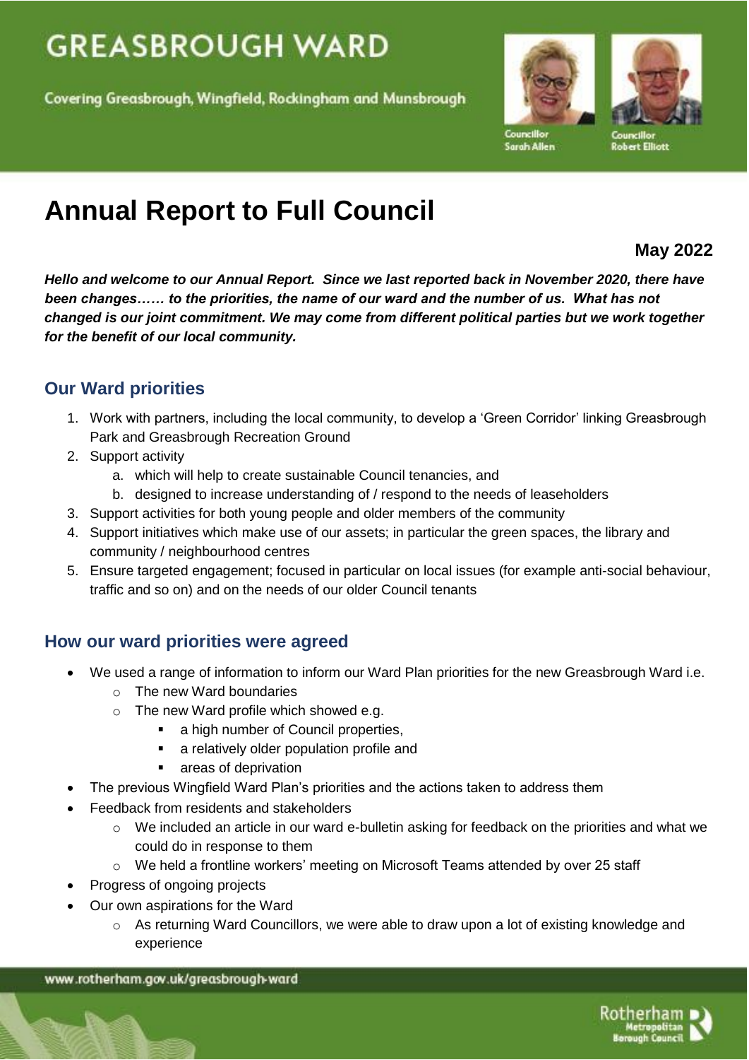# GREASBROUGH WARD

Covering Greasbrough, Wingfield, Rockingham and Munsbrough

Councillor Sarah Allen

Councillor Robert Elliott

# Annual Report to Full Council

**May 2022**

***Hello and welcome to our Annual Report. Since we last reported back in November 2020, there have been changes…… to the priorities, the name of our ward and the number of us. What has not changed is our joint commitment. We may come from different political parties but we work together for the benefit of our local community.***

## Our Ward priorities

1. Work with partners, including the local community, to develop a 'Green Corridor' linking Greasbrough Park and Greasbrough Recreation Ground
2. Support activity
   a. which will help to create sustainable Council tenancies, and
   b. designed to increase understanding of / respond to the needs of leaseholders
3. Support activities for both young people and older members of the community
4. Support initiatives which make use of our assets; in particular the green spaces, the library and community / neighbourhood centres
5. Ensure targeted engagement; focused in particular on local issues (for example anti-social behaviour, traffic and so on) and on the needs of our older Council tenants

## How our ward priorities were agreed

- We used a range of information to inform our Ward Plan priorities for the new Greasbrough Ward i.e.
  - The new Ward boundaries
  - The new Ward profile which showed e.g.
    - a high number of Council properties,
    - a relatively older population profile and
    - areas of deprivation
- The previous Wingfield Ward Plan's priorities and the actions taken to address them
- Feedback from residents and stakeholders
  - We included an article in our ward e-bulletin asking for feedback on the priorities and what we could do in response to them
  - We held a frontline workers' meeting on Microsoft Teams attended by over 25 staff
- Progress of ongoing projects
- Our own aspirations for the Ward
  - As returning Ward Councillors, we were able to draw upon a lot of existing knowledge and experience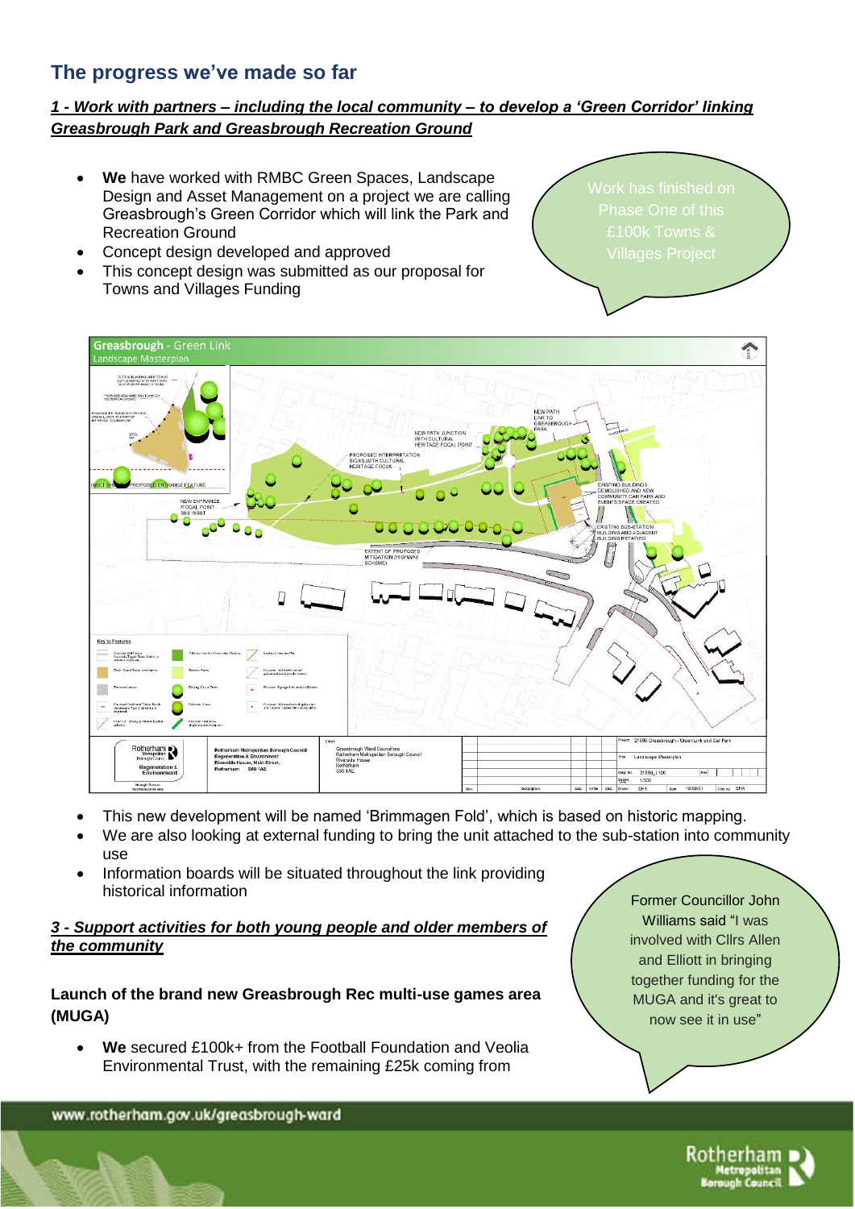## The progress we've made so far

***1 - Work with partners – including the local community – to develop a 'Green Corridor' linking Greasbrough Park and Greasbrough Recreation Ground***

- **We** have worked with RMBC Green Spaces, Landscape Design and Asset Management on a project we are calling Greasbrough's Green Corridor which will link the Park and Recreation Ground
- Concept design developed and approved
- This concept design was submitted as our proposal for Towns and Villages Funding

Work has finished on Phase One of this £100k Towns & Villages Project

- This new development will be named 'Brimmagen Fold', which is based on historic mapping.
- We are also looking at external funding to bring the unit attached to the sub-station into community use
- Information boards will be situated throughout the link providing historical information

***3 - Support activities for both young people and older members of the community***

**Launch of the brand new Greasbrough Rec multi-use games area (MUGA)**

- **We** secured £100k+ from the Football Foundation and Veolia Environmental Trust, with the remaining £25k coming from

Former Councillor John Williams said "I was involved with Cllrs Allen and Elliott in bringing together funding for the MUGA and it's great to now see it in use"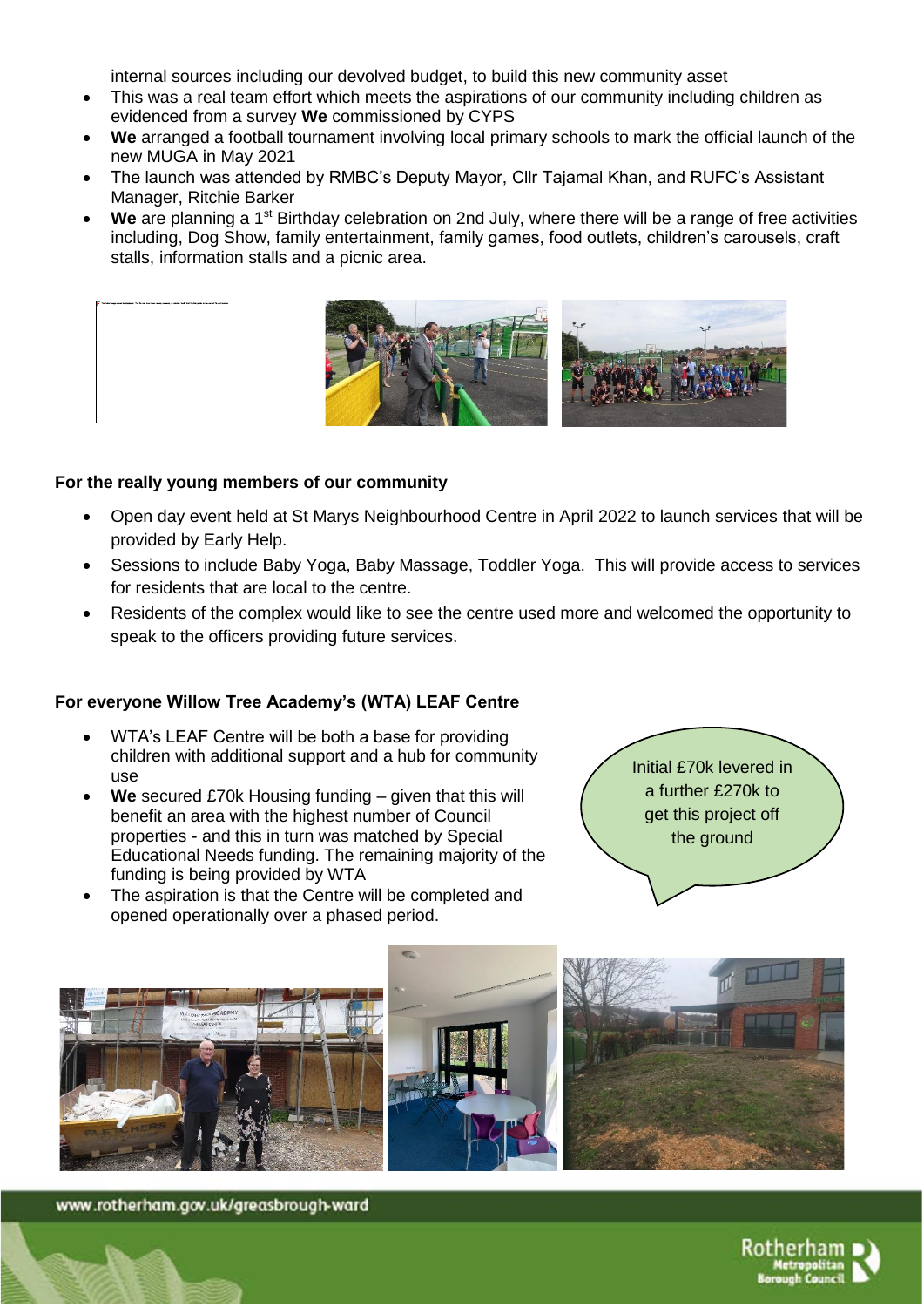internal sources including our devolved budget, to build this new community asset

- This was a real team effort which meets the aspirations of our community including children as evidenced from a survey **We** commissioned by CYPS
- **We** arranged a football tournament involving local primary schools to mark the official launch of the new MUGA in May 2021
- The launch was attended by RMBC's Deputy Mayor, Cllr Tajamal Khan, and RUFC's Assistant Manager, Ritchie Barker
- **We** are planning a 1st Birthday celebration on 2nd July, where there will be a range of free activities including, Dog Show, family entertainment, family games, food outlets, children's carousels, craft stalls, information stalls and a picnic area.

**For the really young members of our community**

- Open day event held at St Marys Neighbourhood Centre in April 2022 to launch services that will be provided by Early Help.
- Sessions to include Baby Yoga, Baby Massage, Toddler Yoga. This will provide access to services for residents that are local to the centre.
- Residents of the complex would like to see the centre used more and welcomed the opportunity to speak to the officers providing future services.

**For everyone Willow Tree Academy's (WTA) LEAF Centre**

- WTA's LEAF Centre will be both a base for providing children with additional support and a hub for community use
- **We** secured £70k Housing funding – given that this will benefit an area with the highest number of Council properties - and this in turn was matched by Special Educational Needs funding. The remaining majority of the funding is being provided by WTA
- The aspiration is that the Centre will be completed and opened operationally over a phased period.

Initial £70k levered in a further £270k to get this project off the ground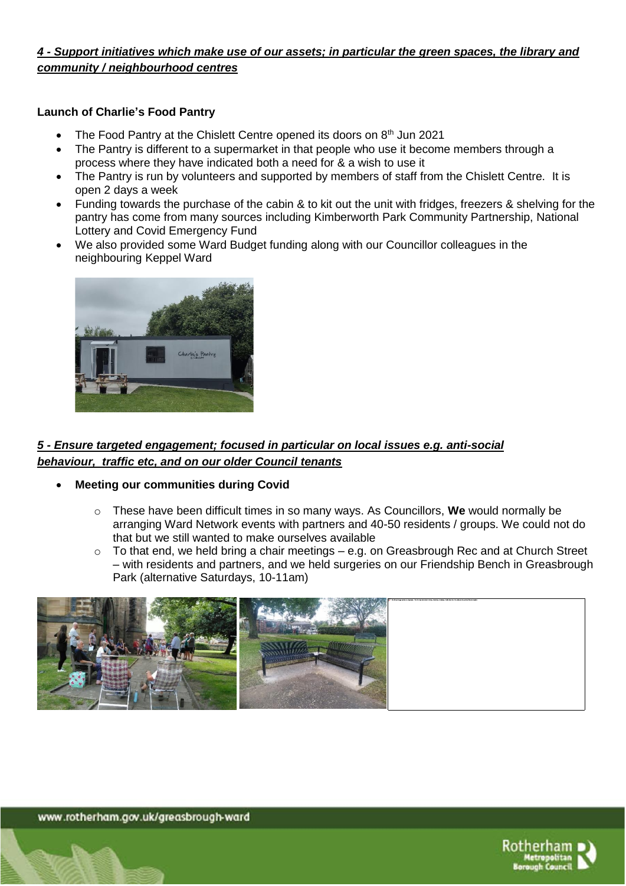***4 - Support initiatives which make use of our assets; in particular the green spaces, the library and community / neighbourhood centres***

**Launch of Charlie's Food Pantry**

- The Food Pantry at the Chislett Centre opened its doors on 8th Jun 2021
- The Pantry is different to a supermarket in that people who use it become members through a process where they have indicated both a need for & a wish to use it
- The Pantry is run by volunteers and supported by members of staff from the Chislett Centre. It is open 2 days a week
- Funding towards the purchase of the cabin & to kit out the unit with fridges, freezers & shelving for the pantry has come from many sources including Kimberworth Park Community Partnership, National Lottery and Covid Emergency Fund
- We also provided some Ward Budget funding along with our Councillor colleagues in the neighbouring Keppel Ward

***5 - Ensure targeted engagement; focused in particular on local issues e.g. anti-social behaviour, traffic etc, and on our older Council tenants***

- **Meeting our communities during Covid**
    - These have been difficult times in so many ways. As Councillors, **We** would normally be arranging Ward Network events with partners and 40-50 residents / groups. We could not do that but we still wanted to make ourselves available
    - To that end, we held bring a chair meetings – e.g. on Greasbrough Rec and at Church Street – with residents and partners, and we held surgeries on our Friendship Bench in Greasbrough Park (alternative Saturdays, 10-11am)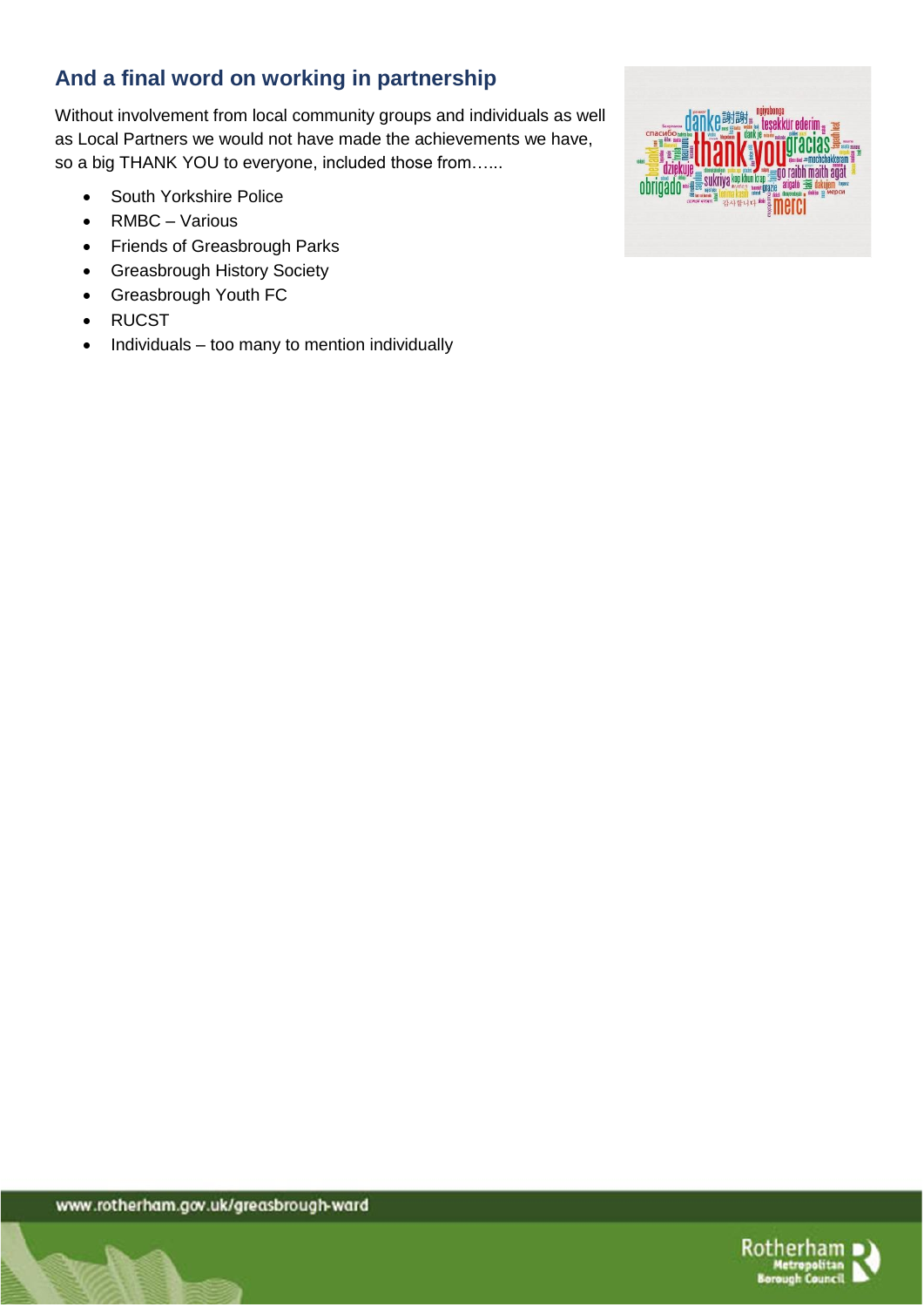## And a final word on working in partnership

Without involvement from local community groups and individuals as well as Local Partners we would not have made the achievements we have, so a big THANK YOU to everyone, included those from…...

- South Yorkshire Police
- RMBC – Various
- Friends of Greasbrough Parks
- Greasbrough History Society
- Greasbrough Youth FC
- RUCST
- Individuals – too many to mention individually